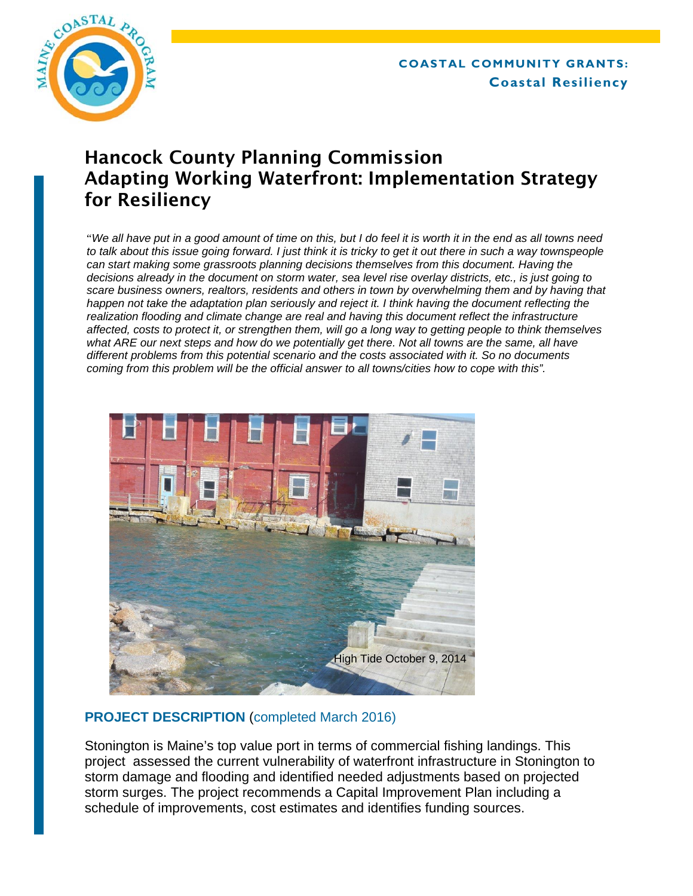**COASTAL COMMUNITY GRANTS:**
**Coastal Resiliency**

# Hancock County Planning Commission Adapting Working Waterfront: Implementation Strategy for Resiliency

"*We all have put in a good amount of time on this, but I do feel it is worth it in the end as all towns need to talk about this issue going forward. I just think it is tricky to get it out there in such a way townspeople can start making some grassroots planning decisions themselves from this document. Having the decisions already in the document on storm water, sea level rise overlay districts, etc., is just going to scare business owners, realtors, residents and others in town by overwhelming them and by having that happen not take the adaptation plan seriously and reject it. I think having the document reflect the realization flooding and climate change are real and having this document reflect the infrastructure affected, costs to protect it, or strengthen them, will go a long way to getting people to think themselves what ARE our next steps and how do we potentially get there. Not all towns are the same, all have different problems from this potential scenario and the costs associated with it. So no documents coming from this problem will be the official answer to all towns/cities how to cope with this*".

High Tide October 9, 2014

## PROJECT DESCRIPTION (completed March 2016)

Stonington is Maine's top value port in terms of commercial fishing landings. This project assessed the current vulnerability of waterfront infrastructure in Stonington to storm damage and flooding and identified needed adjustments based on projected storm surges. The project recommends a Capital Improvement Plan including a schedule of improvements, cost estimates and identifies funding sources.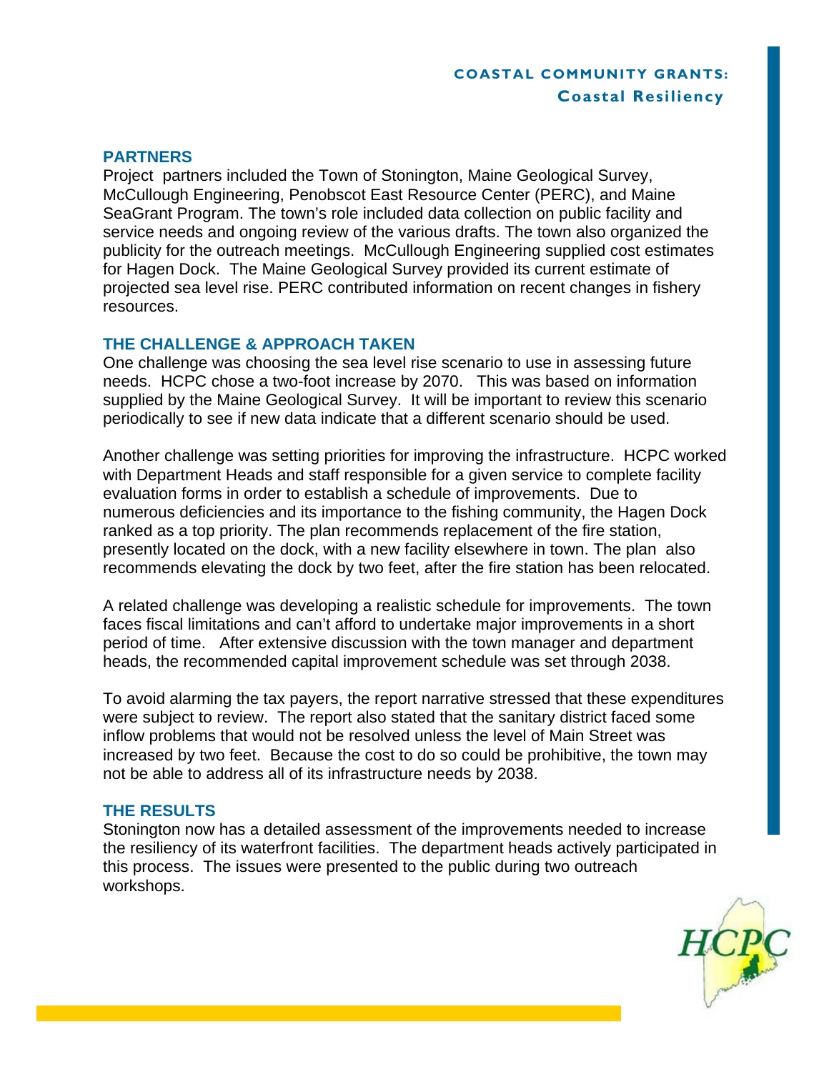## PARTNERS

Project partners included the Town of Stonington, Maine Geological Survey, McCullough Engineering, Penobscot East Resource Center (PERC), and Maine SeaGrant Program. The town's role included data collection on public facility and service needs and ongoing review of the various drafts. The town also organized the publicity for the outreach meetings. McCullough Engineering supplied cost estimates for Hagen Dock. The Maine Geological Survey provided its current estimate of projected sea level rise. PERC contributed information on recent changes in fishery resources.

## THE CHALLENGE & APPROACH TAKEN

One challenge was choosing the sea level rise scenario to use in assessing future needs. HCPC chose a two-foot increase by 2070. This was based on information supplied by the Maine Geological Survey. It will be important to review this scenario periodically to see if new data indicate that a different scenario should be used.

Another challenge was setting priorities for improving the infrastructure. HCPC worked with Department Heads and staff responsible for a given service to complete facility evaluation forms in order to establish a schedule of improvements. Due to numerous deficiencies and its importance to the fishing community, the Hagen Dock ranked as a top priority. The plan recommends replacement of the fire station, presently located on the dock, with a new facility elsewhere in town. The plan also recommends elevating the dock by two feet, after the fire station has been relocated.

A related challenge was developing a realistic schedule for improvements. The town faces fiscal limitations and can't afford to undertake major improvements in a short period of time. After extensive discussion with the town manager and department heads, the recommended capital improvement schedule was set through 2038.

To avoid alarming the tax payers, the report narrative stressed that these expenditures were subject to review. The report also stated that the sanitary district faced some inflow problems that would not be resolved unless the level of Main Street was increased by two feet. Because the cost to do so could be prohibitive, the town may not be able to address all of its infrastructure needs by 2038.

## THE RESULTS

Stonington now has a detailed assessment of the improvements needed to increase the resiliency of its waterfront facilities. The department heads actively participated in this process. The issues were presented to the public during two outreach workshops.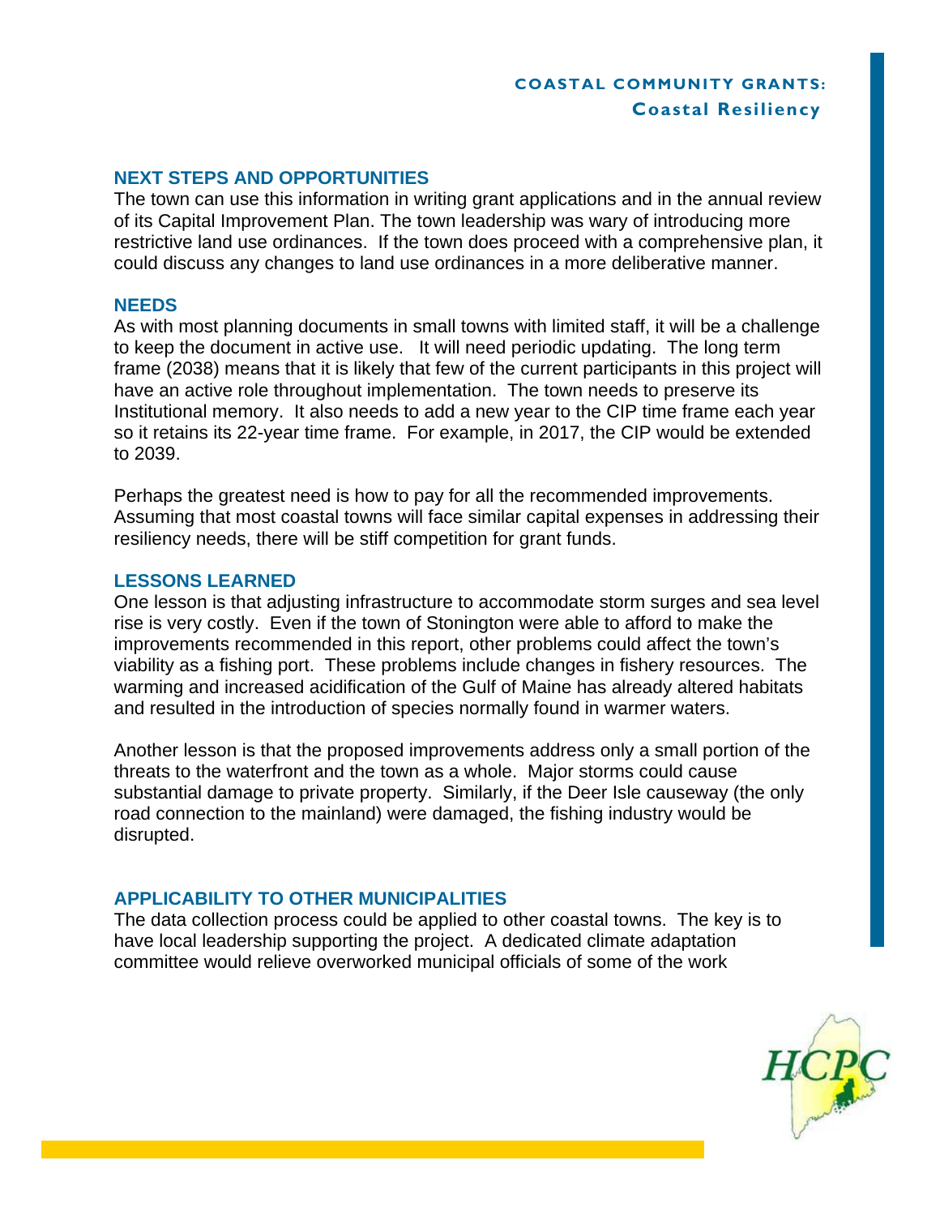## NEXT STEPS AND OPPORTUNITIES

The town can use this information in writing grant applications and in the annual review of its Capital Improvement Plan. The town leadership was wary of introducing more restrictive land use ordinances. If the town does proceed with a comprehensive plan, it could discuss any changes to land use ordinances in a more deliberative manner.

## NEEDS

As with most planning documents in small towns with limited staff, it will be a challenge to keep the document in active use. It will need periodic updating. The long term frame (2038) means that it is likely that few of the current participants in this project will have an active role throughout implementation. The town needs to preserve its Institutional memory. It also needs to add a new year to the CIP time frame each year so it retains its 22-year time frame. For example, in 2017, the CIP would be extended to 2039.

Perhaps the greatest need is how to pay for all the recommended improvements. Assuming that most coastal towns will face similar capital expenses in addressing their resiliency needs, there will be stiff competition for grant funds.

## LESSONS LEARNED

One lesson is that adjusting infrastructure to accommodate storm surges and sea level rise is very costly. Even if the town of Stonington were able to afford to make the improvements recommended in this report, other problems could affect the town's viability as a fishing port. These problems include changes in fishery resources. The warming and increased acidification of the Gulf of Maine has already altered habitats and resulted in the introduction of species normally found in warmer waters.

Another lesson is that the proposed improvements address only a small portion of the threats to the waterfront and the town as a whole. Major storms could cause substantial damage to private property. Similarly, if the Deer Isle causeway (the only road connection to the mainland) were damaged, the fishing industry would be disrupted.

## APPLICABILITY TO OTHER MUNICIPALITIES

The data collection process could be applied to other coastal towns. The key is to have local leadership supporting the project. A dedicated climate adaptation committee would relieve overworked municipal officials of some of the work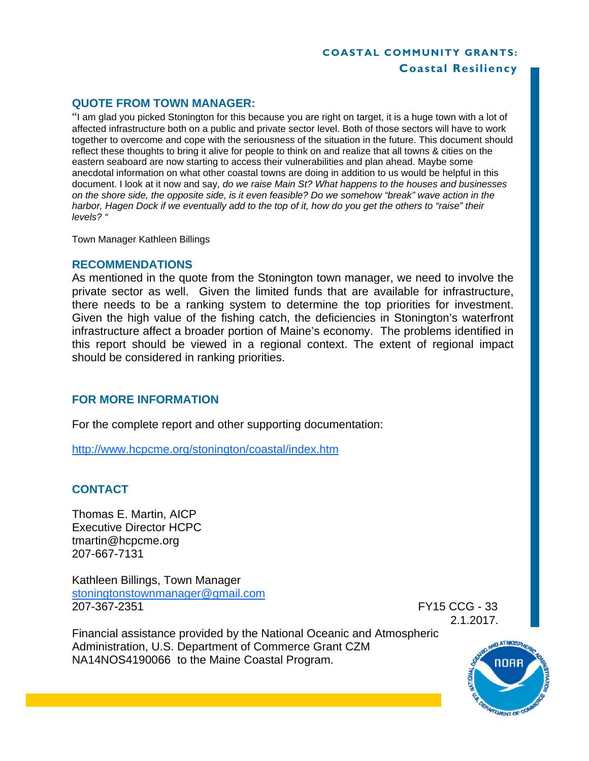**COASTAL COMMUNITY GRANTS:**
**Coastal Resiliency**

## QUOTE FROM TOWN MANAGER:

"I am glad you picked Stonington for this because you are right on target, it is a huge town with a lot of affected infrastructure both on a public and private sector level. Both of those sectors will have to work together to overcome and cope with the seriousness of the situation in the future. This document should reflect these thoughts to bring it alive for people to think on and realize that all towns & cities on the eastern seaboard are now starting to access their vulnerabilities and plan ahead. Maybe some anecdotal information on what other coastal towns are doing in addition to us would be helpful in this document. I look at it now and say, *do we raise Main St? What happens to the houses and businesses on the shore side, the opposite side, is it even feasible? Do we somehow "break" wave action in the harbor, Hagen Dock if we eventually add to the top of it, how do you get the others to "raise" their levels? "*

Town Manager Kathleen Billings

## RECOMMENDATIONS

As mentioned in the quote from the Stonington town manager, we need to involve the private sector as well. Given the limited funds that are available for infrastructure, there needs to be a ranking system to determine the top priorities for investment. Given the high value of the fishing catch, the deficiencies in Stonington's waterfront infrastructure affect a broader portion of Maine's economy. The problems identified in this report should be viewed in a regional context. The extent of regional impact should be considered in ranking priorities.

## FOR MORE INFORMATION

For the complete report and other supporting documentation:

http://www.hcpcme.org/stonington/coastal/index.htm

## CONTACT

Thomas E. Martin, AICP
Executive Director HCPC
tmartin@hcpcme.org
207-667-7131

Kathleen Billings, Town Manager
stoningtonstownmanager@gmail.com
207-367-2351

FY15 CCG - 33
2.1.2017.

Financial assistance provided by the National Oceanic and Atmospheric Administration, U.S. Department of Commerce Grant CZM NA14NOS4190066 to the Maine Coastal Program.